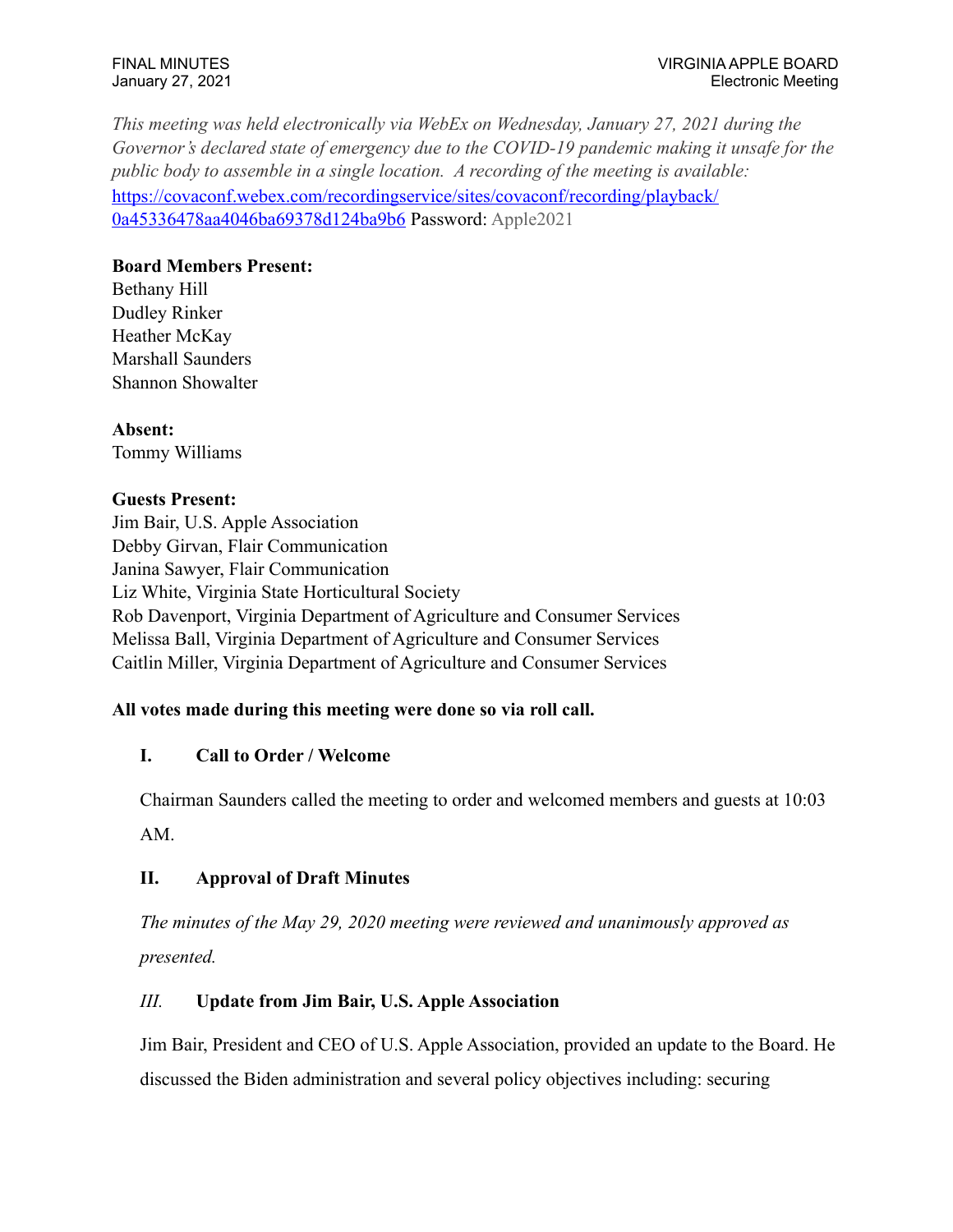FINAL MINUTES
January 27, 2021

VIRGINIA APPLE BOARD
Electronic Meeting

*This meeting was held electronically via WebEx on Wednesday, January 27, 2021 during the Governor's declared state of emergency due to the COVID-19 pandemic making it unsafe for the public body to assemble in a single location. A recording of the meeting is available:* https://covaconf.webex.com/recordingservice/sites/covaconf/recording/playback/0a45336478aa4046ba69378d124ba9b6 Password: Apple2021

**Board Members Present:**
Bethany Hill
Dudley Rinker
Heather McKay
Marshall Saunders
Shannon Showalter

**Absent:**
Tommy Williams

**Guests Present:**
Jim Bair, U.S. Apple Association
Debby Girvan, Flair Communication
Janina Sawyer, Flair Communication
Liz White, Virginia State Horticultural Society
Rob Davenport, Virginia Department of Agriculture and Consumer Services
Melissa Ball, Virginia Department of Agriculture and Consumer Services
Caitlin Miller, Virginia Department of Agriculture and Consumer Services

**All votes made during this meeting were done so via roll call.**

## I. Call to Order / Welcome

Chairman Saunders called the meeting to order and welcomed members and guests at 10:03 AM.

## II. Approval of Draft Minutes

*The minutes of the May 29, 2020 meeting were reviewed and unanimously approved as presented.*

## *III.* Update from Jim Bair, U.S. Apple Association

Jim Bair, President and CEO of U.S. Apple Association, provided an update to the Board. He discussed the Biden administration and several policy objectives including: securing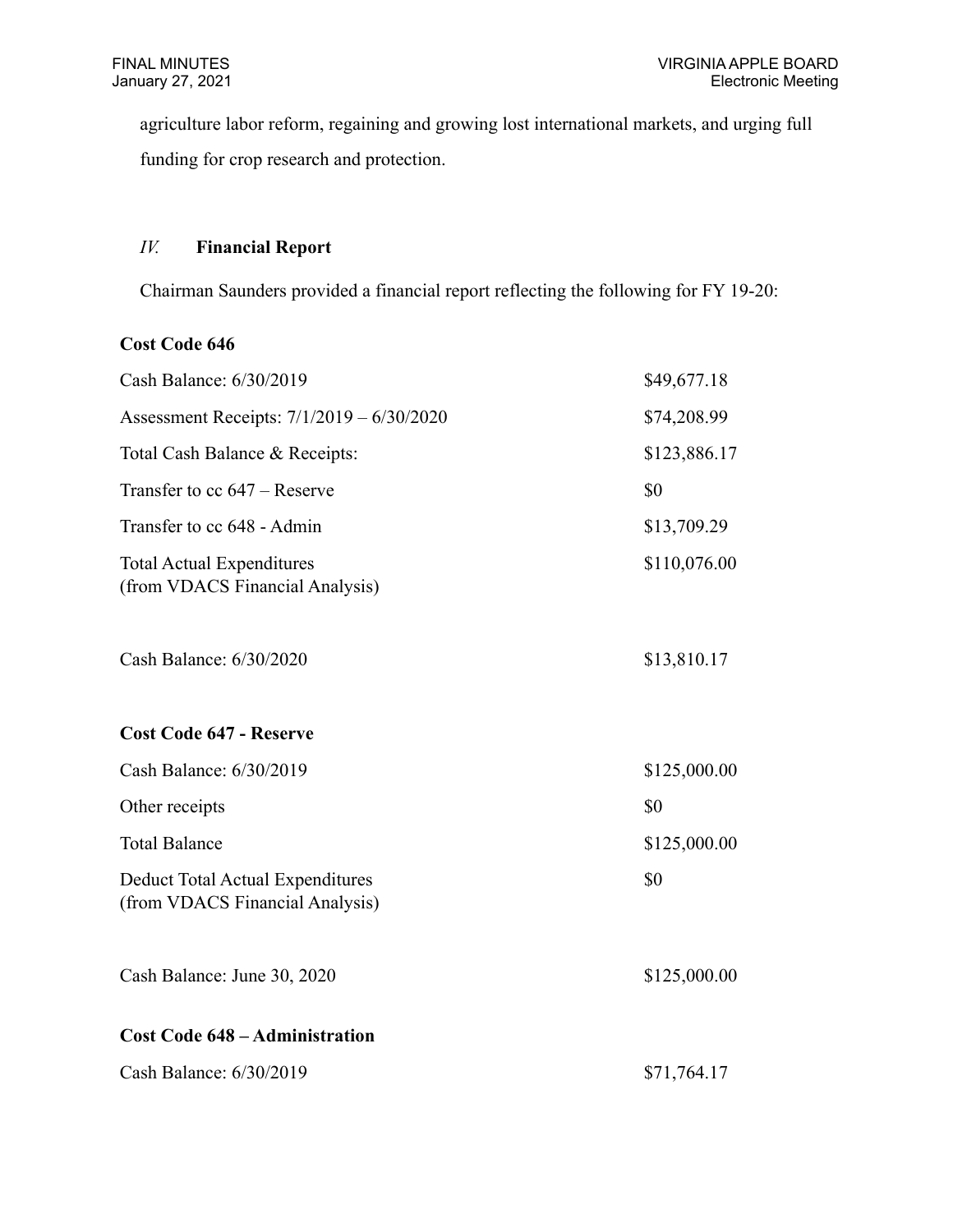agriculture labor reform, regaining and growing lost international markets, and urging full funding for crop research and protection.

## *IV.* **Financial Report**

Chairman Saunders provided a financial report reflecting the following for FY 19-20:

**Cost Code 646**

| | |
|---|---|
| Cash Balance: 6/30/2019 | \$49,677.18 |
| Assessment Receipts: 7/1/2019 – 6/30/2020 | \$74,208.99 |
| Total Cash Balance & Receipts: | \$123,886.17 |
| Transfer to cc 647 – Reserve | \$0 |
| Transfer to cc 648 - Admin | \$13,709.29 |
| Total Actual Expenditures (from VDACS Financial Analysis) | \$110,076.00 |
| Cash Balance: 6/30/2020 | \$13,810.17 |

**Cost Code 647 - Reserve**

| | |
|---|---|
| Cash Balance: 6/30/2019 | \$125,000.00 |
| Other receipts | \$0 |
| Total Balance | \$125,000.00 |
| Deduct Total Actual Expenditures (from VDACS Financial Analysis) | \$0 |
| Cash Balance: June 30, 2020 | \$125,000.00 |

**Cost Code 648 – Administration**

| | |
|---|---|
| Cash Balance: 6/30/2019 | \$71,764.17 |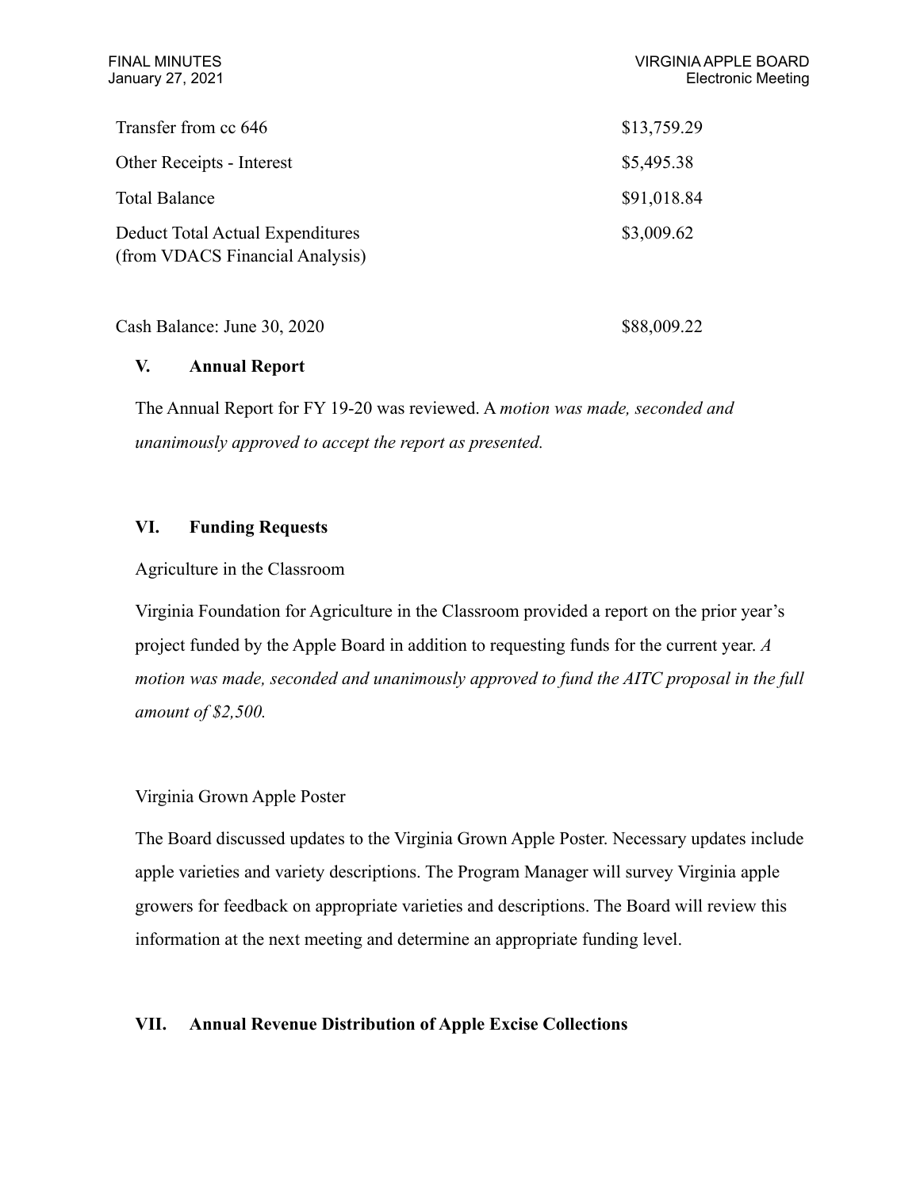| | |
|---|---|
| Transfer from cc 646 | $13,759.29 |
| Other Receipts - Interest | $5,495.38 |
| Total Balance | $91,018.84 |
| Deduct Total Actual Expenditures (from VDACS Financial Analysis) | $3,009.62 |
| Cash Balance: June 30, 2020 | $88,009.22 |

## V. Annual Report

The Annual Report for FY 19-20 was reviewed. A *motion was made, seconded and unanimously approved to accept the report as presented.*

## VI. Funding Requests

Agriculture in the Classroom

Virginia Foundation for Agriculture in the Classroom provided a report on the prior year's project funded by the Apple Board in addition to requesting funds for the current year. *A motion was made, seconded and unanimously approved to fund the AITC proposal in the full amount of $2,500.*

Virginia Grown Apple Poster

The Board discussed updates to the Virginia Grown Apple Poster. Necessary updates include apple varieties and variety descriptions. The Program Manager will survey Virginia apple growers for feedback on appropriate varieties and descriptions. The Board will review this information at the next meeting and determine an appropriate funding level.

## VII. Annual Revenue Distribution of Apple Excise Collections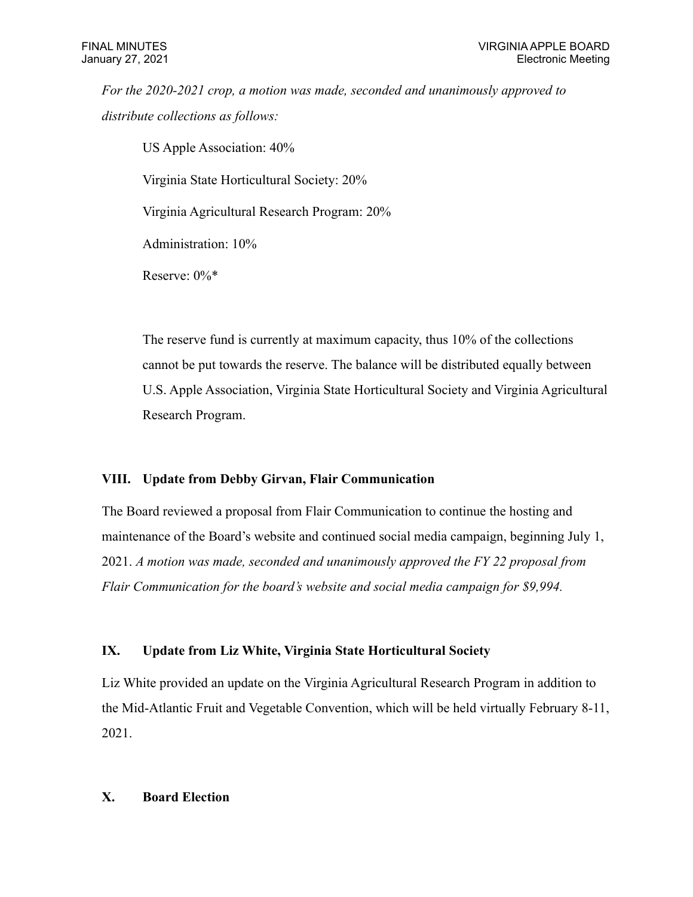*For the 2020-2021 crop, a motion was made, seconded and unanimously approved to distribute collections as follows:*

US Apple Association: 40%

Virginia State Horticultural Society: 20%

Virginia Agricultural Research Program: 20%

Administration: 10%

Reserve: 0%*

The reserve fund is currently at maximum capacity, thus 10% of the collections cannot be put towards the reserve. The balance will be distributed equally between U.S. Apple Association, Virginia State Horticultural Society and Virginia Agricultural Research Program.

## VIII. Update from Debby Girvan, Flair Communication

The Board reviewed a proposal from Flair Communication to continue the hosting and maintenance of the Board's website and continued social media campaign, beginning July 1, 2021. *A motion was made, seconded and unanimously approved the FY 22 proposal from Flair Communication for the board's website and social media campaign for $9,994.*

## IX. Update from Liz White, Virginia State Horticultural Society

Liz White provided an update on the Virginia Agricultural Research Program in addition to the Mid-Atlantic Fruit and Vegetable Convention, which will be held virtually February 8-11, 2021.

## X. Board Election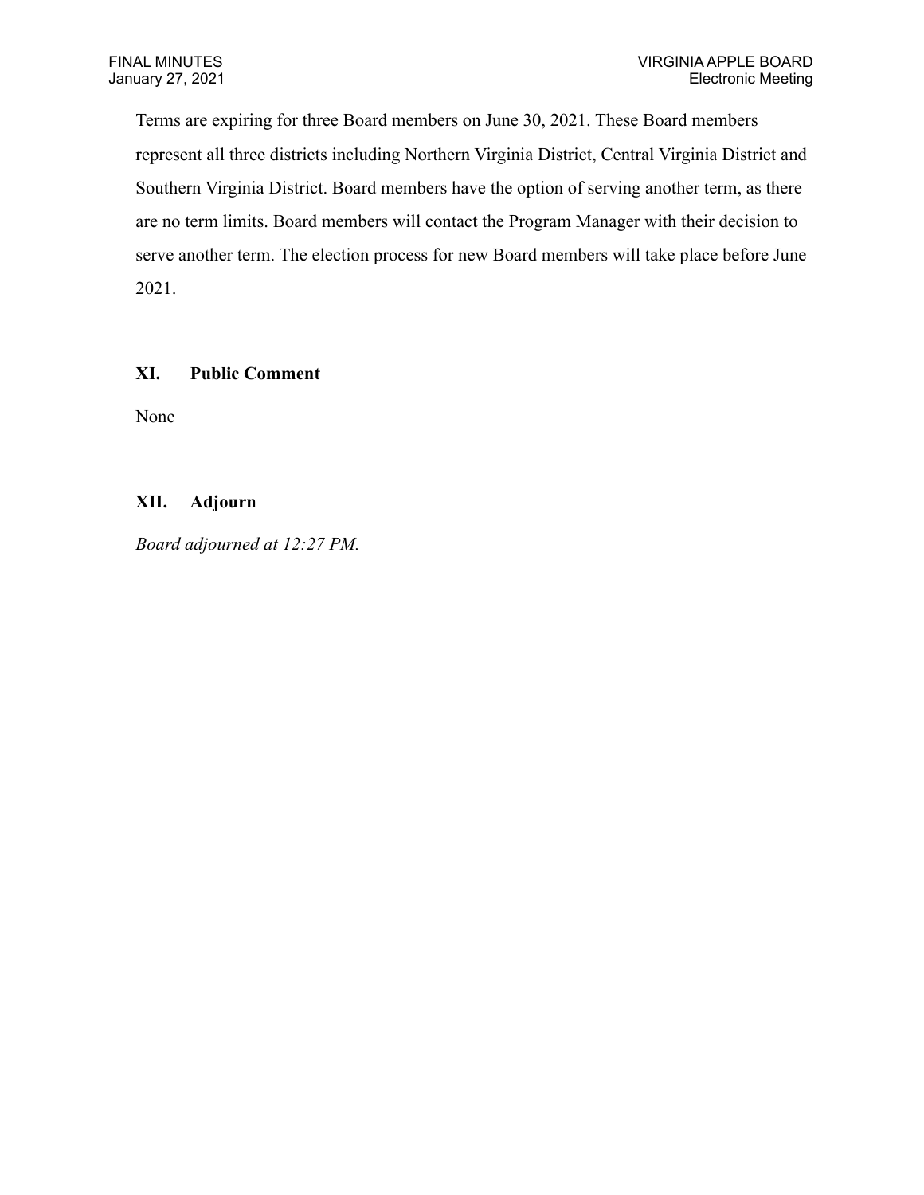Terms are expiring for three Board members on June 30, 2021. These Board members represent all three districts including Northern Virginia District, Central Virginia District and Southern Virginia District. Board members have the option of serving another term, as there are no term limits. Board members will contact the Program Manager with their decision to serve another term. The election process for new Board members will take place before June 2021.

## XI. Public Comment

None

## XII. Adjourn

*Board adjourned at 12:27 PM.*